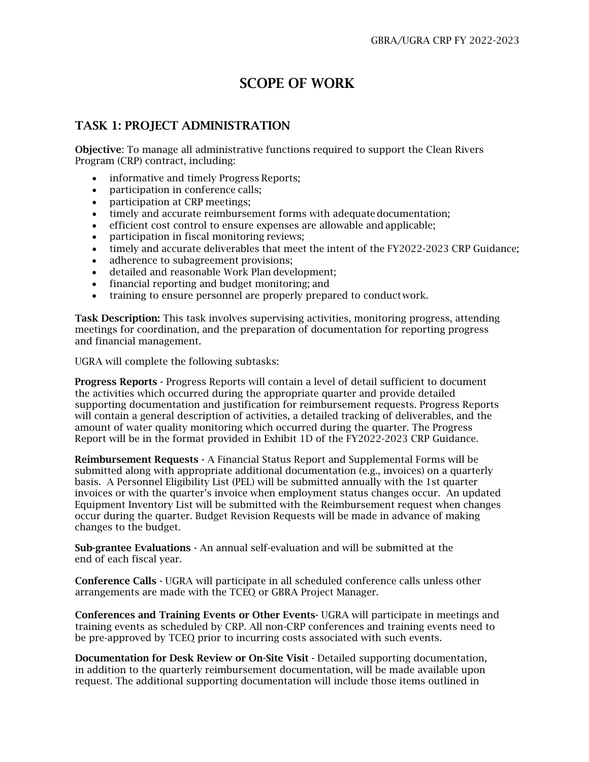# SCOPE OF WORK

## TASK 1: PROJECT ADMINISTRATION

**Objective**: To manage all administrative functions required to support the Clean Rivers Program (CRP) contract, including:

- informative and timely Progress Reports;
- participation in conference calls;
- participation at CRP meetings;
- timely and accurate reimbursement forms with adequate documentation;
- efficient cost control to ensure expenses are allowable and applicable;
- participation in fiscal monitoring reviews;
- timely and accurate deliverables that meet the intent of the FY2022-2023 CRP Guidance;
- adherence to subagreement provisions;
- detailed and reasonable Work Plan development;
- financial reporting and budget monitoring; and
- training to ensure personnel are properly prepared to conduct work.

**Task Description:** This task involves supervising activities, monitoring progress, attending meetings for coordination, and the preparation of documentation for reporting progress and financial management.

UGRA will complete the following subtasks:

**Progress Reports** - Progress Reports will contain a level of detail sufficient to document the activities which occurred during the appropriate quarter and provide detailed supporting documentation and justification for reimbursement requests. Progress Reports will contain a general description of activities, a detailed tracking of deliverables, and the amount of water quality monitoring which occurred during the quarter. The Progress Report will be in the format provided in Exhibit 1D of the FY2022-2023 CRP Guidance.

**Reimbursement Requests** - A Financial Status Report and Supplemental Forms will be submitted along with appropriate additional documentation (e.g., invoices) on a quarterly basis. A Personnel Eligibility List (PEL) will be submitted annually with the 1st quarter invoices or with the quarter's invoice when employment status changes occur. An updated Equipment Inventory List will be submitted with the Reimbursement request when changes occur during the quarter. Budget Revision Requests will be made in advance of making changes to the budget.

**Sub-grantee Evaluations** - An annual self-evaluation and will be submitted at the end of each fiscal year.

**Conference Calls** - UGRA will participate in all scheduled conference calls unless other arrangements are made with the TCEQ or GBRA Project Manager.

**Conferences and Training Events or Other Events**- UGRA will participate in meetings and training events as scheduled by CRP. All non-CRP conferences and training events need to be pre-approved by TCEQ prior to incurring costs associated with such events.

**Documentation for Desk Review or On-Site Visit** - Detailed supporting documentation, in addition to the quarterly reimbursement documentation, will be made available upon request. The additional supporting documentation will include those items outlined in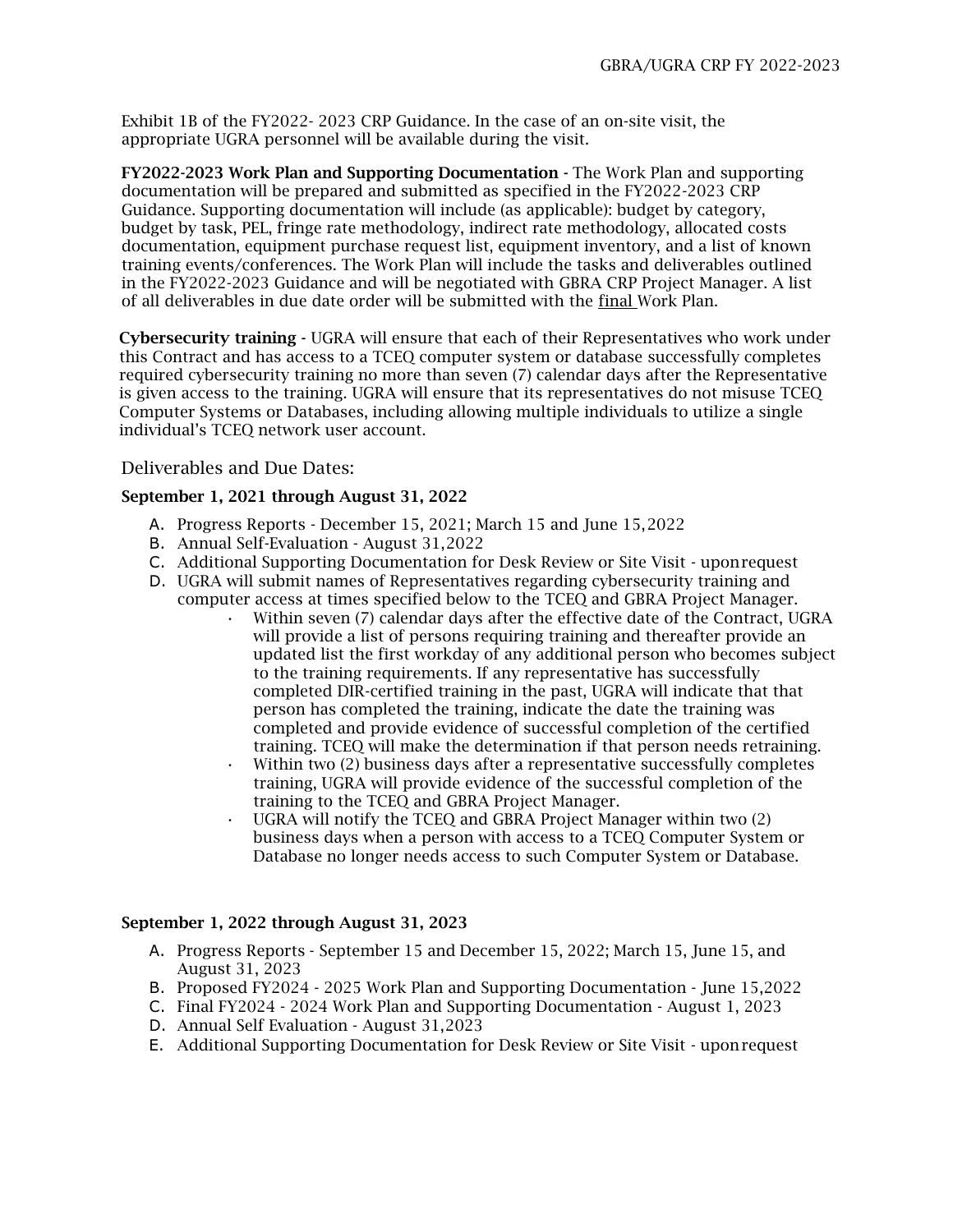Exhibit 1B of the FY2022- 2023 CRP Guidance. In the case of an on-site visit, the appropriate UGRA personnel will be available during the visit.

**FY2022-2023 Work Plan and Supporting Documentation** - The Work Plan and supporting documentation will be prepared and submitted as specified in the FY2022-2023 CRP Guidance. Supporting documentation will include (as applicable): budget by category, budget by task, PEL, fringe rate methodology, indirect rate methodology, allocated costs documentation, equipment purchase request list, equipment inventory, and a list of known training events/conferences. The Work Plan will include the tasks and deliverables outlined in the FY2022-2023 Guidance and will be negotiated with GBRA CRP Project Manager. A list of all deliverables in due date order will be submitted with the final Work Plan.

**Cybersecurity training** - UGRA will ensure that each of their Representatives who work under this Contract and has access to a TCEQ computer system or database successfully completes required cybersecurity training no more than seven (7) calendar days after the Representative is given access to the training. UGRA will ensure that its representatives do not misuse TCEQ Computer Systems or Databases, including allowing multiple individuals to utilize a single individual's TCEQ network user account.

## Deliverables and Due Dates:

**September 1, 2021 through August 31, 2022**

A. Progress Reports - December 15, 2021; March 15 and June 15, 2022
B. Annual Self-Evaluation - August 31, 2022
C. Additional Supporting Documentation for Desk Review or Site Visit - upon request
D. UGRA will submit names of Representatives regarding cybersecurity training and computer access at times specified below to the TCEQ and GBRA Project Manager.
   - Within seven (7) calendar days after the effective date of the Contract, UGRA will provide a list of persons requiring training and thereafter provide an updated list the first workday of any additional person who becomes subject to the training requirements. If any representative has successfully completed DIR-certified training in the past, UGRA will indicate that that person has completed the training, indicate the date the training was completed and provide evidence of successful completion of the certified training. TCEQ will make the determination if that person needs retraining.
   - Within two (2) business days after a representative successfully completes training, UGRA will provide evidence of the successful completion of the training to the TCEQ and GBRA Project Manager.
   - UGRA will notify the TCEQ and GBRA Project Manager within two (2) business days when a person with access to a TCEQ Computer System or Database no longer needs access to such Computer System or Database.

**September 1, 2022 through August 31, 2023**

A. Progress Reports - September 15 and December 15, 2022; March 15, June 15, and August 31, 2023
B. Proposed FY2024 - 2025 Work Plan and Supporting Documentation - June 15, 2022
C. Final FY2024 - 2024 Work Plan and Supporting Documentation - August 1, 2023
D. Annual Self Evaluation - August 31, 2023
E. Additional Supporting Documentation for Desk Review or Site Visit - upon request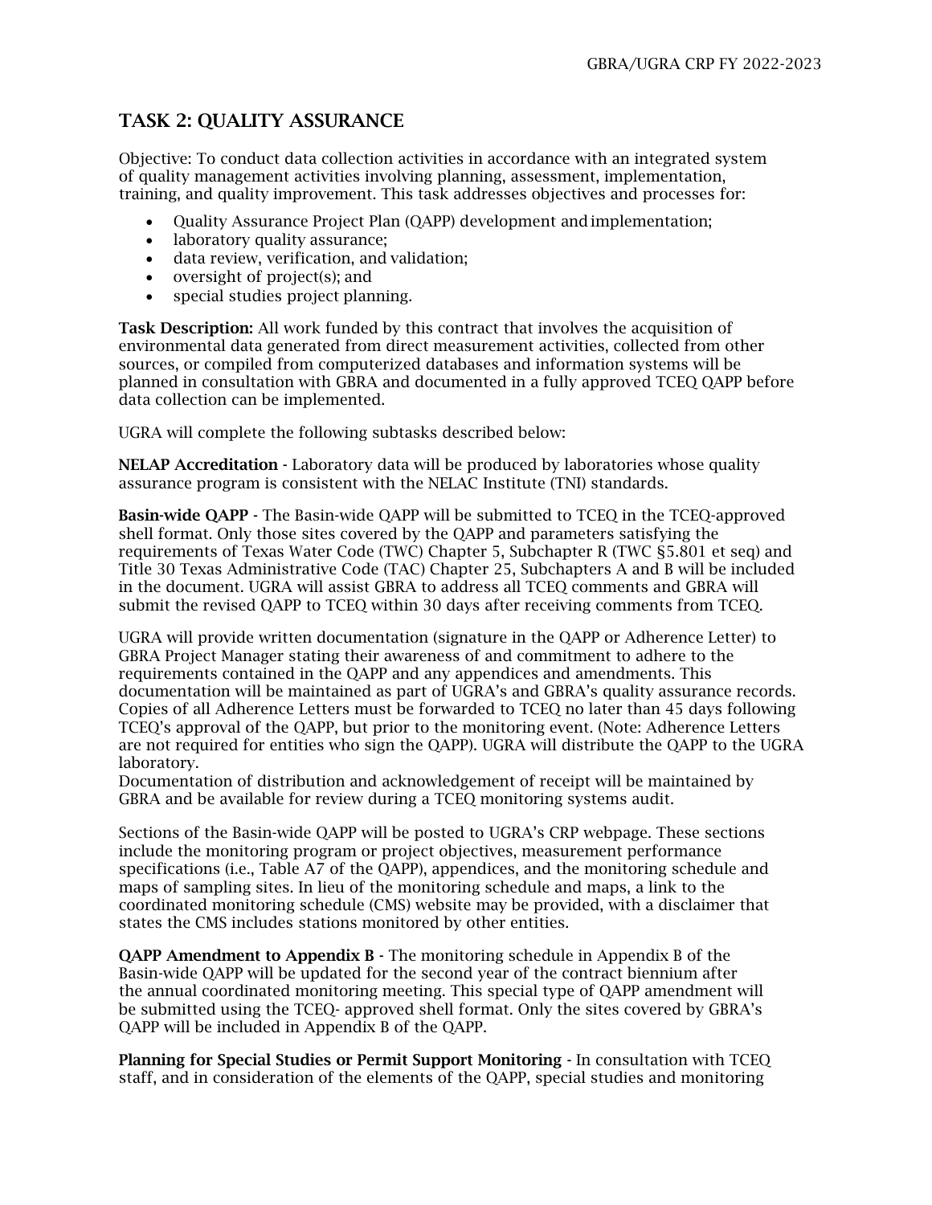## TASK 2: QUALITY ASSURANCE

Objective: To conduct data collection activities in accordance with an integrated system of quality management activities involving planning, assessment, implementation, training, and quality improvement. This task addresses objectives and processes for:

- Quality Assurance Project Plan (QAPP) development and implementation;
- laboratory quality assurance;
- data review, verification, and validation;
- oversight of project(s); and
- special studies project planning.

**Task Description:** All work funded by this contract that involves the acquisition of environmental data generated from direct measurement activities, collected from other sources, or compiled from computerized databases and information systems will be planned in consultation with GBRA and documented in a fully approved TCEQ QAPP before data collection can be implemented.

UGRA will complete the following subtasks described below:

**NELAP Accreditation** - Laboratory data will be produced by laboratories whose quality assurance program is consistent with the NELAC Institute (TNI) standards.

**Basin-wide QAPP** - The Basin-wide QAPP will be submitted to TCEQ in the TCEQ-approved shell format. Only those sites covered by the QAPP and parameters satisfying the requirements of Texas Water Code (TWC) Chapter 5, Subchapter R (TWC §5.801 et seq) and Title 30 Texas Administrative Code (TAC) Chapter 25, Subchapters A and B will be included in the document. UGRA will assist GBRA to address all TCEQ comments and GBRA will submit the revised QAPP to TCEQ within 30 days after receiving comments from TCEQ.

UGRA will provide written documentation (signature in the QAPP or Adherence Letter) to GBRA Project Manager stating their awareness of and commitment to adhere to the requirements contained in the QAPP and any appendices and amendments. This documentation will be maintained as part of UGRA's and GBRA's quality assurance records. Copies of all Adherence Letters must be forwarded to TCEQ no later than 45 days following TCEQ's approval of the QAPP, but prior to the monitoring event. (Note: Adherence Letters are not required for entities who sign the QAPP). UGRA will distribute the QAPP to the UGRA laboratory.
Documentation of distribution and acknowledgement of receipt will be maintained by GBRA and be available for review during a TCEQ monitoring systems audit.

Sections of the Basin-wide QAPP will be posted to UGRA's CRP webpage. These sections include the monitoring program or project objectives, measurement performance specifications (i.e., Table A7 of the QAPP), appendices, and the monitoring schedule and maps of sampling sites. In lieu of the monitoring schedule and maps, a link to the coordinated monitoring schedule (CMS) website may be provided, with a disclaimer that states the CMS includes stations monitored by other entities.

**QAPP Amendment to Appendix B** - The monitoring schedule in Appendix B of the Basin-wide QAPP will be updated for the second year of the contract biennium after the annual coordinated monitoring meeting. This special type of QAPP amendment will be submitted using the TCEQ- approved shell format. Only the sites covered by GBRA's QAPP will be included in Appendix B of the QAPP.

**Planning for Special Studies or Permit Support Monitoring** - In consultation with TCEQ staff, and in consideration of the elements of the QAPP, special studies and monitoring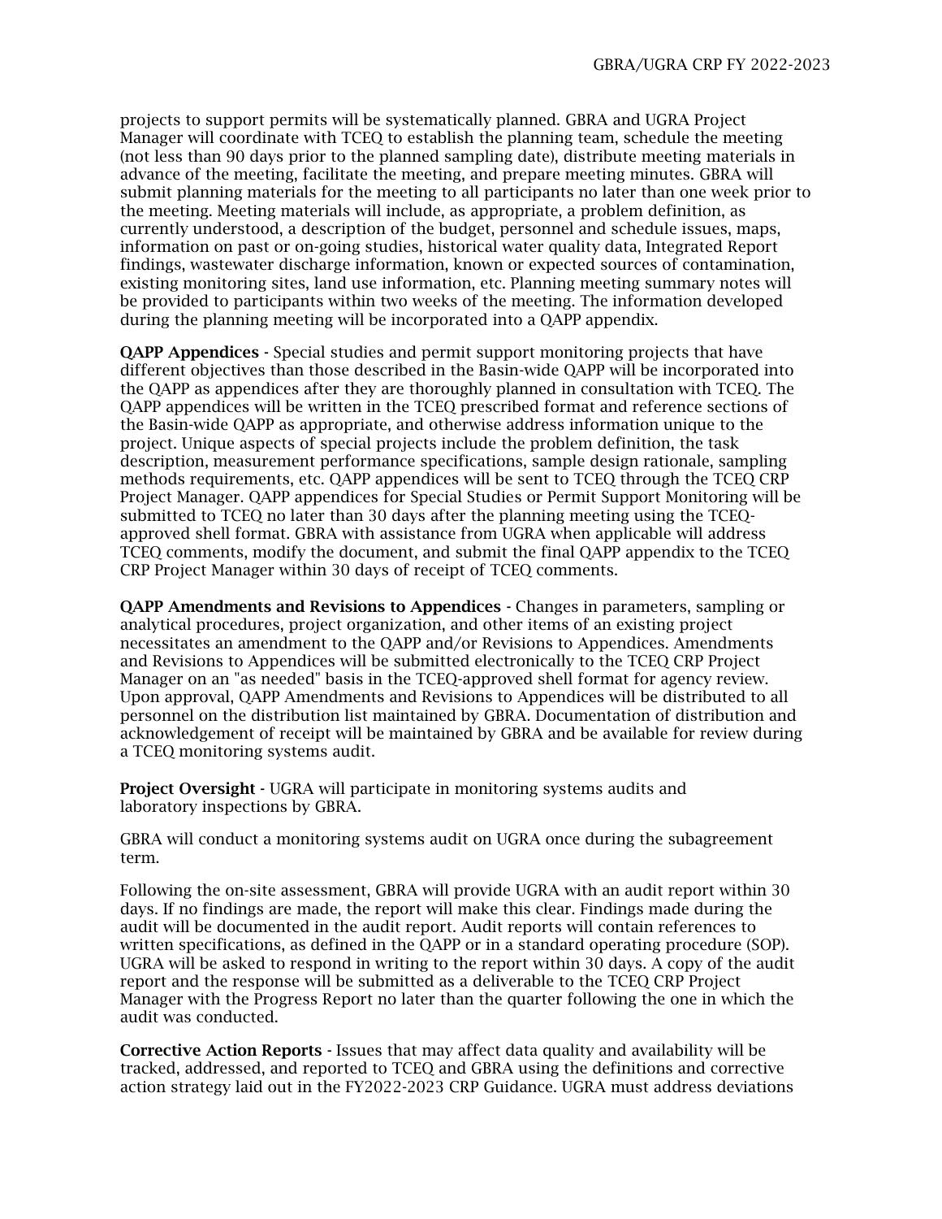projects to support permits will be systematically planned. GBRA and UGRA Project Manager will coordinate with TCEQ to establish the planning team, schedule the meeting (not less than 90 days prior to the planned sampling date), distribute meeting materials in advance of the meeting, facilitate the meeting, and prepare meeting minutes. GBRA will submit planning materials for the meeting to all participants no later than one week prior to the meeting. Meeting materials will include, as appropriate, a problem definition, as currently understood, a description of the budget, personnel and schedule issues, maps, information on past or on-going studies, historical water quality data, Integrated Report findings, wastewater discharge information, known or expected sources of contamination, existing monitoring sites, land use information, etc. Planning meeting summary notes will be provided to participants within two weeks of the meeting. The information developed during the planning meeting will be incorporated into a QAPP appendix.

**QAPP Appendices** - Special studies and permit support monitoring projects that have different objectives than those described in the Basin-wide QAPP will be incorporated into the QAPP as appendices after they are thoroughly planned in consultation with TCEQ. The QAPP appendices will be written in the TCEQ prescribed format and reference sections of the Basin-wide QAPP as appropriate, and otherwise address information unique to the project. Unique aspects of special projects include the problem definition, the task description, measurement performance specifications, sample design rationale, sampling methods requirements, etc. QAPP appendices will be sent to TCEQ through the TCEQ CRP Project Manager. QAPP appendices for Special Studies or Permit Support Monitoring will be submitted to TCEQ no later than 30 days after the planning meeting using the TCEQ-approved shell format. GBRA with assistance from UGRA when applicable will address TCEQ comments, modify the document, and submit the final QAPP appendix to the TCEQ CRP Project Manager within 30 days of receipt of TCEQ comments.

**QAPP Amendments and Revisions to Appendices** - Changes in parameters, sampling or analytical procedures, project organization, and other items of an existing project necessitates an amendment to the QAPP and/or Revisions to Appendices. Amendments and Revisions to Appendices will be submitted electronically to the TCEQ CRP Project Manager on an "as needed" basis in the TCEQ-approved shell format for agency review. Upon approval, QAPP Amendments and Revisions to Appendices will be distributed to all personnel on the distribution list maintained by GBRA. Documentation of distribution and acknowledgement of receipt will be maintained by GBRA and be available for review during a TCEQ monitoring systems audit.

**Project Oversight** - UGRA will participate in monitoring systems audits and laboratory inspections by GBRA.

GBRA will conduct a monitoring systems audit on UGRA once during the subagreement term.

Following the on-site assessment, GBRA will provide UGRA with an audit report within 30 days. If no findings are made, the report will make this clear. Findings made during the audit will be documented in the audit report. Audit reports will contain references to written specifications, as defined in the QAPP or in a standard operating procedure (SOP). UGRA will be asked to respond in writing to the report within 30 days. A copy of the audit report and the response will be submitted as a deliverable to the TCEQ CRP Project Manager with the Progress Report no later than the quarter following the one in which the audit was conducted.

**Corrective Action Reports** - Issues that may affect data quality and availability will be tracked, addressed, and reported to TCEQ and GBRA using the definitions and corrective action strategy laid out in the FY2022-2023 CRP Guidance. UGRA must address deviations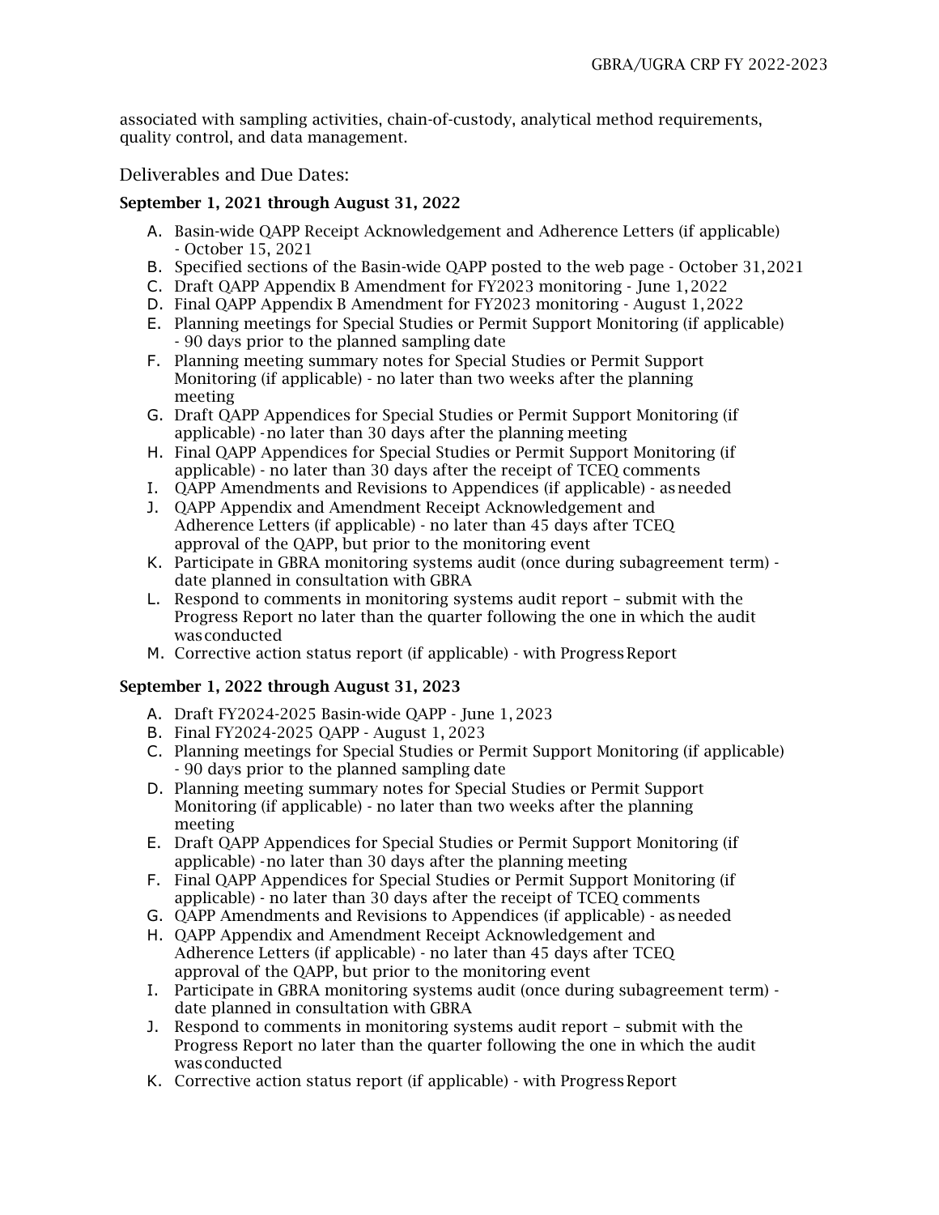associated with sampling activities, chain-of-custody, analytical method requirements, quality control, and data management.

Deliverables and Due Dates:

**September 1, 2021 through August 31, 2022**

A. Basin-wide QAPP Receipt Acknowledgement and Adherence Letters (if applicable) - October 15, 2021
B. Specified sections of the Basin-wide QAPP posted to the web page - October 31, 2021
C. Draft QAPP Appendix B Amendment for FY2023 monitoring - June 1, 2022
D. Final QAPP Appendix B Amendment for FY2023 monitoring - August 1, 2022
E. Planning meetings for Special Studies or Permit Support Monitoring (if applicable) - 90 days prior to the planned sampling date
F. Planning meeting summary notes for Special Studies or Permit Support Monitoring (if applicable) - no later than two weeks after the planning meeting
G. Draft QAPP Appendices for Special Studies or Permit Support Monitoring (if applicable) - no later than 30 days after the planning meeting
H. Final QAPP Appendices for Special Studies or Permit Support Monitoring (if applicable) - no later than 30 days after the receipt of TCEQ comments
I. QAPP Amendments and Revisions to Appendices (if applicable) - as needed
J. QAPP Appendix and Amendment Receipt Acknowledgement and Adherence Letters (if applicable) - no later than 45 days after TCEQ approval of the QAPP, but prior to the monitoring event
K. Participate in GBRA monitoring systems audit (once during subagreement term) - date planned in consultation with GBRA
L. Respond to comments in monitoring systems audit report – submit with the Progress Report no later than the quarter following the one in which the audit was conducted
M. Corrective action status report (if applicable) - with Progress Report

**September 1, 2022 through August 31, 2023**

A. Draft FY2024-2025 Basin-wide QAPP - June 1, 2023
B. Final FY2024-2025 QAPP - August 1, 2023
C. Planning meetings for Special Studies or Permit Support Monitoring (if applicable) - 90 days prior to the planned sampling date
D. Planning meeting summary notes for Special Studies or Permit Support Monitoring (if applicable) - no later than two weeks after the planning meeting
E. Draft QAPP Appendices for Special Studies or Permit Support Monitoring (if applicable) - no later than 30 days after the planning meeting
F. Final QAPP Appendices for Special Studies or Permit Support Monitoring (if applicable) - no later than 30 days after the receipt of TCEQ comments
G. QAPP Amendments and Revisions to Appendices (if applicable) - as needed
H. QAPP Appendix and Amendment Receipt Acknowledgement and Adherence Letters (if applicable) - no later than 45 days after TCEQ approval of the QAPP, but prior to the monitoring event
I. Participate in GBRA monitoring systems audit (once during subagreement term) - date planned in consultation with GBRA
J. Respond to comments in monitoring systems audit report – submit with the Progress Report no later than the quarter following the one in which the audit was conducted
K. Corrective action status report (if applicable) - with Progress Report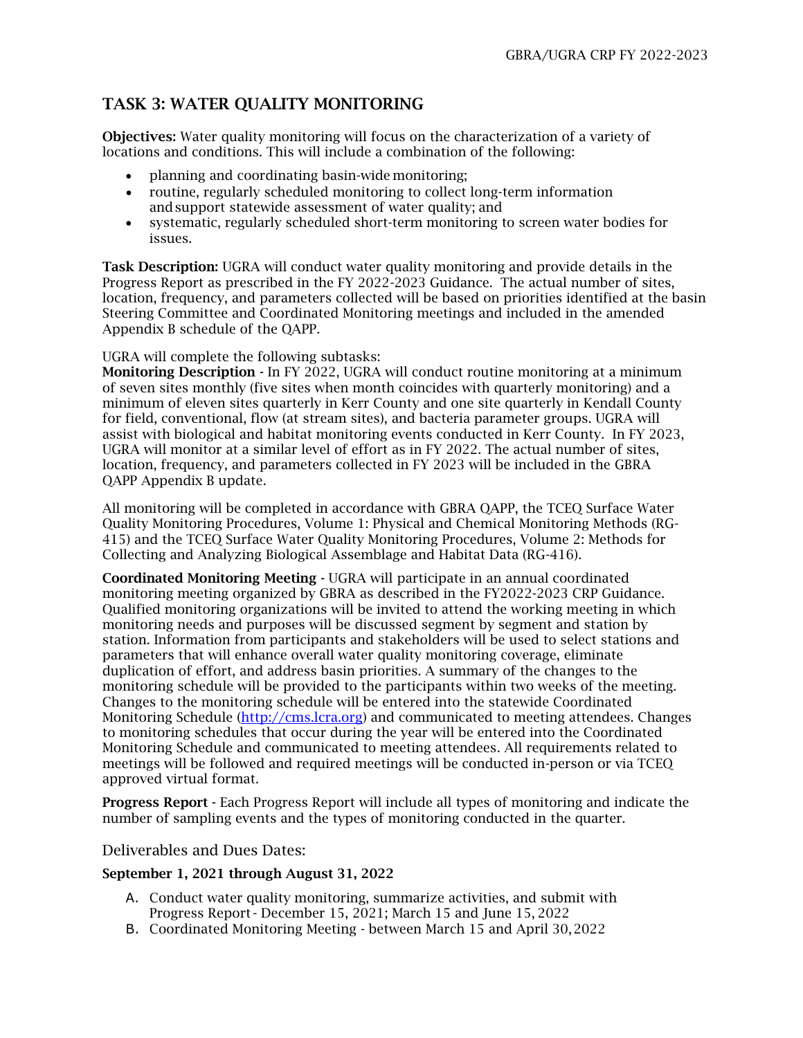## TASK 3: WATER QUALITY MONITORING

**Objectives:** Water quality monitoring will focus on the characterization of a variety of locations and conditions. This will include a combination of the following:

- planning and coordinating basin-wide monitoring;
- routine, regularly scheduled monitoring to collect long-term information and support statewide assessment of water quality; and
- systematic, regularly scheduled short-term monitoring to screen water bodies for issues.

**Task Description:** UGRA will conduct water quality monitoring and provide details in the Progress Report as prescribed in the FY 2022-2023 Guidance. The actual number of sites, location, frequency, and parameters collected will be based on priorities identified at the basin Steering Committee and Coordinated Monitoring meetings and included in the amended Appendix B schedule of the QAPP.

UGRA will complete the following subtasks:

**Monitoring Description** - In FY 2022, UGRA will conduct routine monitoring at a minimum of seven sites monthly (five sites when month coincides with quarterly monitoring) and a minimum of eleven sites quarterly in Kerr County and one site quarterly in Kendall County for field, conventional, flow (at stream sites), and bacteria parameter groups. UGRA will assist with biological and habitat monitoring events conducted in Kerr County. In FY 2023, UGRA will monitor at a similar level of effort as in FY 2022. The actual number of sites, location, frequency, and parameters collected in FY 2023 will be included in the GBRA QAPP Appendix B update.

All monitoring will be completed in accordance with GBRA QAPP, the TCEQ Surface Water Quality Monitoring Procedures, Volume 1: Physical and Chemical Monitoring Methods (RG-415) and the TCEQ Surface Water Quality Monitoring Procedures, Volume 2: Methods for Collecting and Analyzing Biological Assemblage and Habitat Data (RG-416).

**Coordinated Monitoring Meeting** - UGRA will participate in an annual coordinated monitoring meeting organized by GBRA as described in the FY2022-2023 CRP Guidance. Qualified monitoring organizations will be invited to attend the working meeting in which monitoring needs and purposes will be discussed segment by segment and station by station. Information from participants and stakeholders will be used to select stations and parameters that will enhance overall water quality monitoring coverage, eliminate duplication of effort, and address basin priorities. A summary of the changes to the monitoring schedule will be provided to the participants within two weeks of the meeting. Changes to the monitoring schedule will be entered into the statewide Coordinated Monitoring Schedule ([http://cms.lcra.org](http://cms.lcra.org)) and communicated to meeting attendees. Changes to monitoring schedules that occur during the year will be entered into the Coordinated Monitoring Schedule and communicated to meeting attendees. All requirements related to meetings will be followed and required meetings will be conducted in-person or via TCEQ approved virtual format.

**Progress Report** - Each Progress Report will include all types of monitoring and indicate the number of sampling events and the types of monitoring conducted in the quarter.

### Deliverables and Dues Dates:

**September 1, 2021 through August 31, 2022**

A. Conduct water quality monitoring, summarize activities, and submit with Progress Report - December 15, 2021; March 15 and June 15, 2022
B. Coordinated Monitoring Meeting - between March 15 and April 30, 2022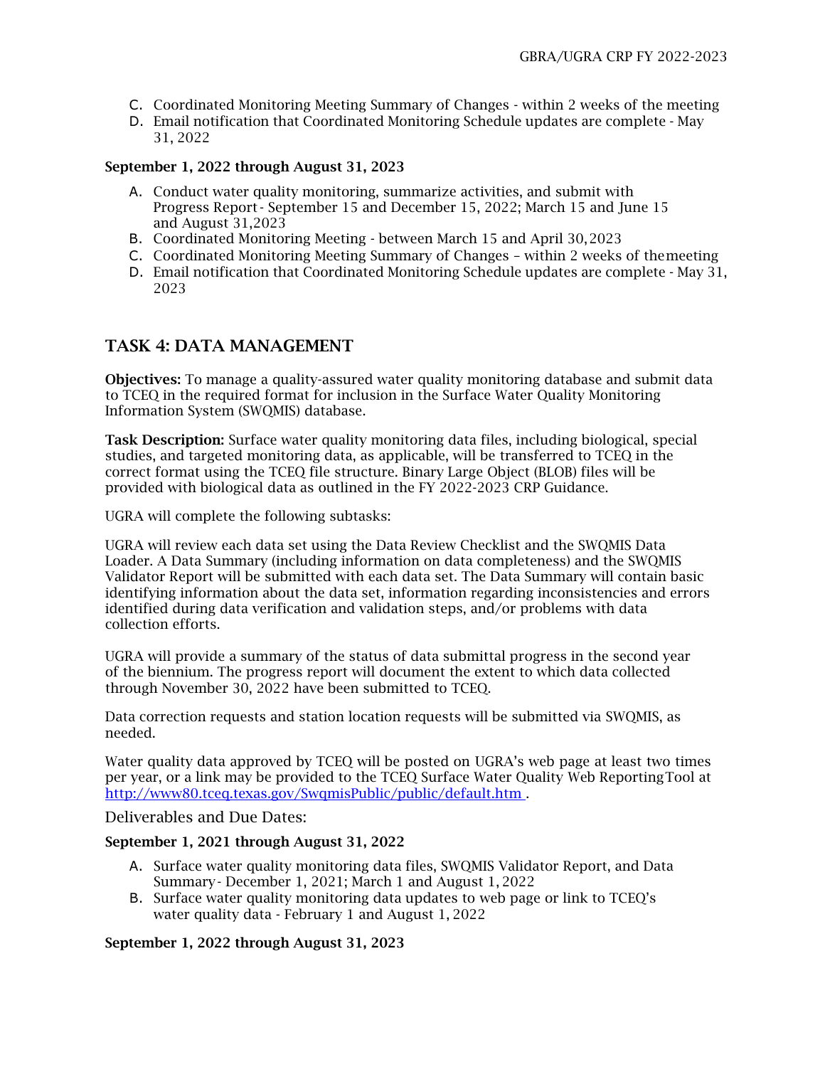C. Coordinated Monitoring Meeting Summary of Changes - within 2 weeks of the meeting
D. Email notification that Coordinated Monitoring Schedule updates are complete - May 31, 2022

**September 1, 2022 through August 31, 2023**

A. Conduct water quality monitoring, summarize activities, and submit with Progress Report - September 15 and December 15, 2022; March 15 and June 15 and August 31,2023
B. Coordinated Monitoring Meeting - between March 15 and April 30, 2023
C. Coordinated Monitoring Meeting Summary of Changes – within 2 weeks of the meeting
D. Email notification that Coordinated Monitoring Schedule updates are complete - May 31, 2023

## TASK 4: DATA MANAGEMENT

**Objectives:** To manage a quality-assured water quality monitoring database and submit data to TCEQ in the required format for inclusion in the Surface Water Quality Monitoring Information System (SWQMIS) database.

**Task Description:** Surface water quality monitoring data files, including biological, special studies, and targeted monitoring data, as applicable, will be transferred to TCEQ in the correct format using the TCEQ file structure. Binary Large Object (BLOB) files will be provided with biological data as outlined in the FY 2022-2023 CRP Guidance.

UGRA will complete the following subtasks:

UGRA will review each data set using the Data Review Checklist and the SWQMIS Data Loader. A Data Summary (including information on data completeness) and the SWQMIS Validator Report will be submitted with each data set. The Data Summary will contain basic identifying information about the data set, information regarding inconsistencies and errors identified during data verification and validation steps, and/or problems with data collection efforts.

UGRA will provide a summary of the status of data submittal progress in the second year of the biennium. The progress report will document the extent to which data collected through November 30, 2022 have been submitted to TCEQ.

Data correction requests and station location requests will be submitted via SWQMIS, as needed.

Water quality data approved by TCEQ will be posted on UGRA's web page at least two times per year, or a link may be provided to the TCEQ Surface Water Quality Web Reporting Tool at http://www80.tceq.texas.gov/SwqmisPublic/public/default.htm .

Deliverables and Due Dates:

**September 1, 2021 through August 31, 2022**

A. Surface water quality monitoring data files, SWQMIS Validator Report, and Data Summary - December 1, 2021; March 1 and August 1, 2022
B. Surface water quality monitoring data updates to web page or link to TCEQ's water quality data - February 1 and August 1, 2022

**September 1, 2022 through August 31, 2023**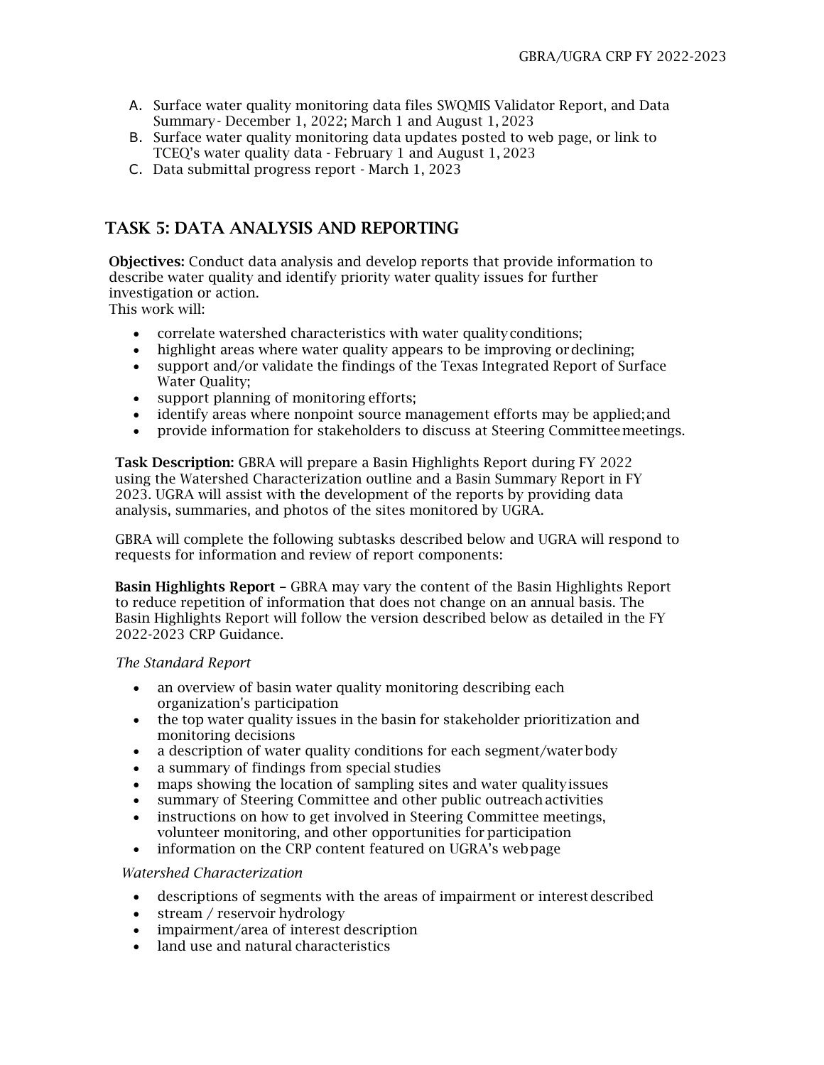A. Surface water quality monitoring data files SWQMIS Validator Report, and Data Summary - December 1, 2022; March 1 and August 1, 2023
B. Surface water quality monitoring data updates posted to web page, or link to TCEQ's water quality data - February 1 and August 1, 2023
C. Data submittal progress report - March 1, 2023

## TASK 5: DATA ANALYSIS AND REPORTING

**Objectives:** Conduct data analysis and develop reports that provide information to describe water quality and identify priority water quality issues for further investigation or action.
This work will:

- correlate watershed characteristics with water quality conditions;
- highlight areas where water quality appears to be improving or declining;
- support and/or validate the findings of the Texas Integrated Report of Surface Water Quality;
- support planning of monitoring efforts;
- identify areas where nonpoint source management efforts may be applied; and
- provide information for stakeholders to discuss at Steering Committee meetings.

**Task Description:** GBRA will prepare a Basin Highlights Report during FY 2022 using the Watershed Characterization outline and a Basin Summary Report in FY 2023. UGRA will assist with the development of the reports by providing data analysis, summaries, and photos of the sites monitored by UGRA.

GBRA will complete the following subtasks described below and UGRA will respond to requests for information and review of report components:

**Basin Highlights Report –** GBRA may vary the content of the Basin Highlights Report to reduce repetition of information that does not change on an annual basis. The Basin Highlights Report will follow the version described below as detailed in the FY 2022-2023 CRP Guidance.

*The Standard Report*

- an overview of basin water quality monitoring describing each organization's participation
- the top water quality issues in the basin for stakeholder prioritization and monitoring decisions
- a description of water quality conditions for each segment/water body
- a summary of findings from special studies
- maps showing the location of sampling sites and water quality issues
- summary of Steering Committee and other public outreach activities
- instructions on how to get involved in Steering Committee meetings, volunteer monitoring, and other opportunities for participation
- information on the CRP content featured on UGRA's web page

*Watershed Characterization*

- descriptions of segments with the areas of impairment or interest described
- stream / reservoir hydrology
- impairment/area of interest description
- land use and natural characteristics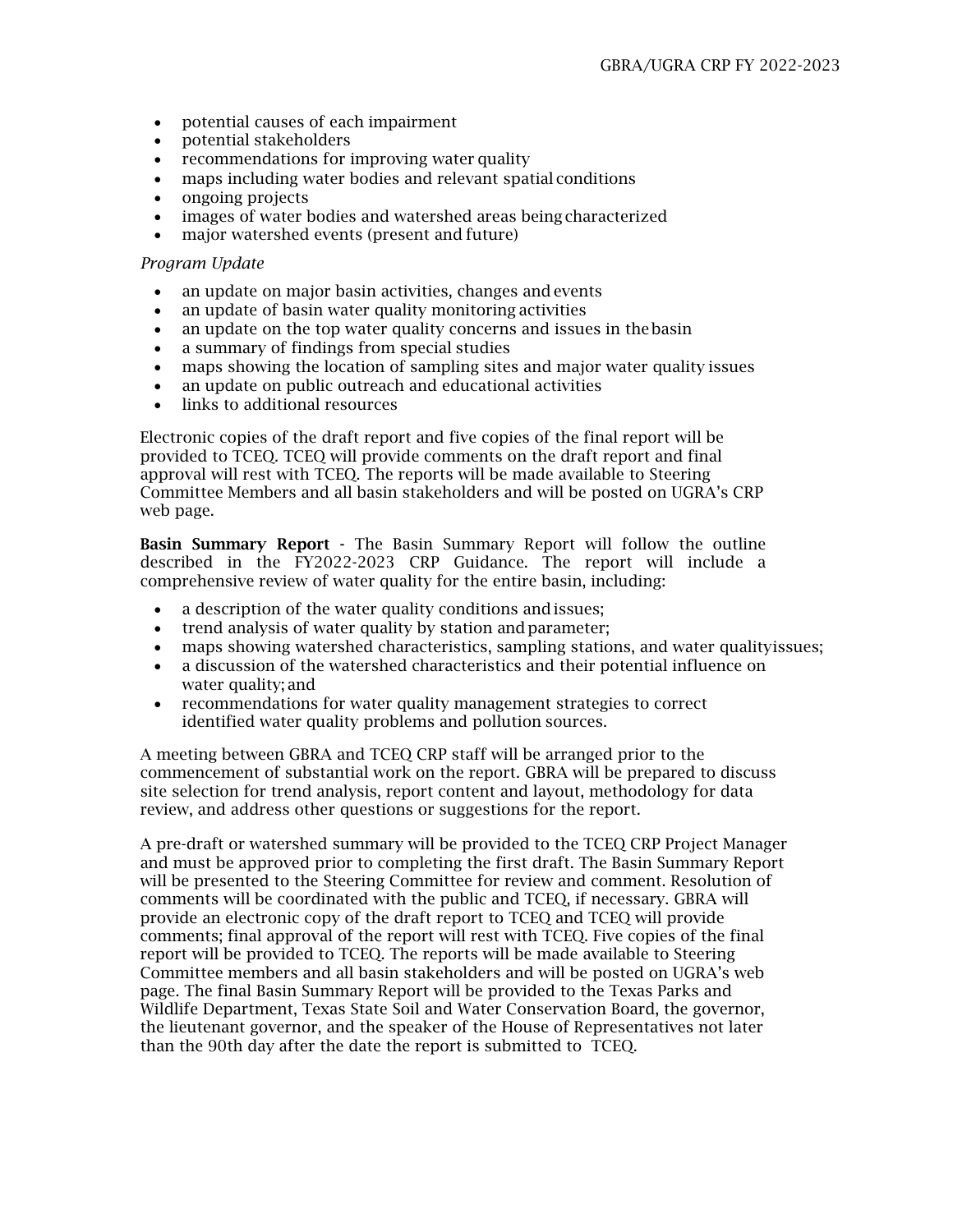- potential causes of each impairment
- potential stakeholders
- recommendations for improving water quality
- maps including water bodies and relevant spatial conditions
- ongoing projects
- images of water bodies and watershed areas being characterized
- major watershed events (present and future)

*Program Update*

- an update on major basin activities, changes and events
- an update of basin water quality monitoring activities
- an update on the top water quality concerns and issues in the basin
- a summary of findings from special studies
- maps showing the location of sampling sites and major water quality issues
- an update on public outreach and educational activities
- links to additional resources

Electronic copies of the draft report and five copies of the final report will be provided to TCEQ. TCEQ will provide comments on the draft report and final approval will rest with TCEQ. The reports will be made available to Steering Committee Members and all basin stakeholders and will be posted on UGRA's CRP web page.

**Basin Summary Report** - The Basin Summary Report will follow the outline described in the FY2022-2023 CRP Guidance. The report will include a comprehensive review of water quality for the entire basin, including:

- a description of the water quality conditions and issues;
- trend analysis of water quality by station and parameter;
- maps showing watershed characteristics, sampling stations, and water quality issues;
- a discussion of the watershed characteristics and their potential influence on water quality; and
- recommendations for water quality management strategies to correct identified water quality problems and pollution sources.

A meeting between GBRA and TCEQ CRP staff will be arranged prior to the commencement of substantial work on the report. GBRA will be prepared to discuss site selection for trend analysis, report content and layout, methodology for data review, and address other questions or suggestions for the report.

A pre-draft or watershed summary will be provided to the TCEQ CRP Project Manager and must be approved prior to completing the first draft. The Basin Summary Report will be presented to the Steering Committee for review and comment. Resolution of comments will be coordinated with the public and TCEQ, if necessary. GBRA will provide an electronic copy of the draft report to TCEQ and TCEQ will provide comments; final approval of the report will rest with TCEQ. Five copies of the final report will be provided to TCEQ. The reports will be made available to Steering Committee members and all basin stakeholders and will be posted on UGRA's web page. The final Basin Summary Report will be provided to the Texas Parks and Wildlife Department, Texas State Soil and Water Conservation Board, the governor, the lieutenant governor, and the speaker of the House of Representatives not later than the 90th day after the date the report is submitted to TCEQ.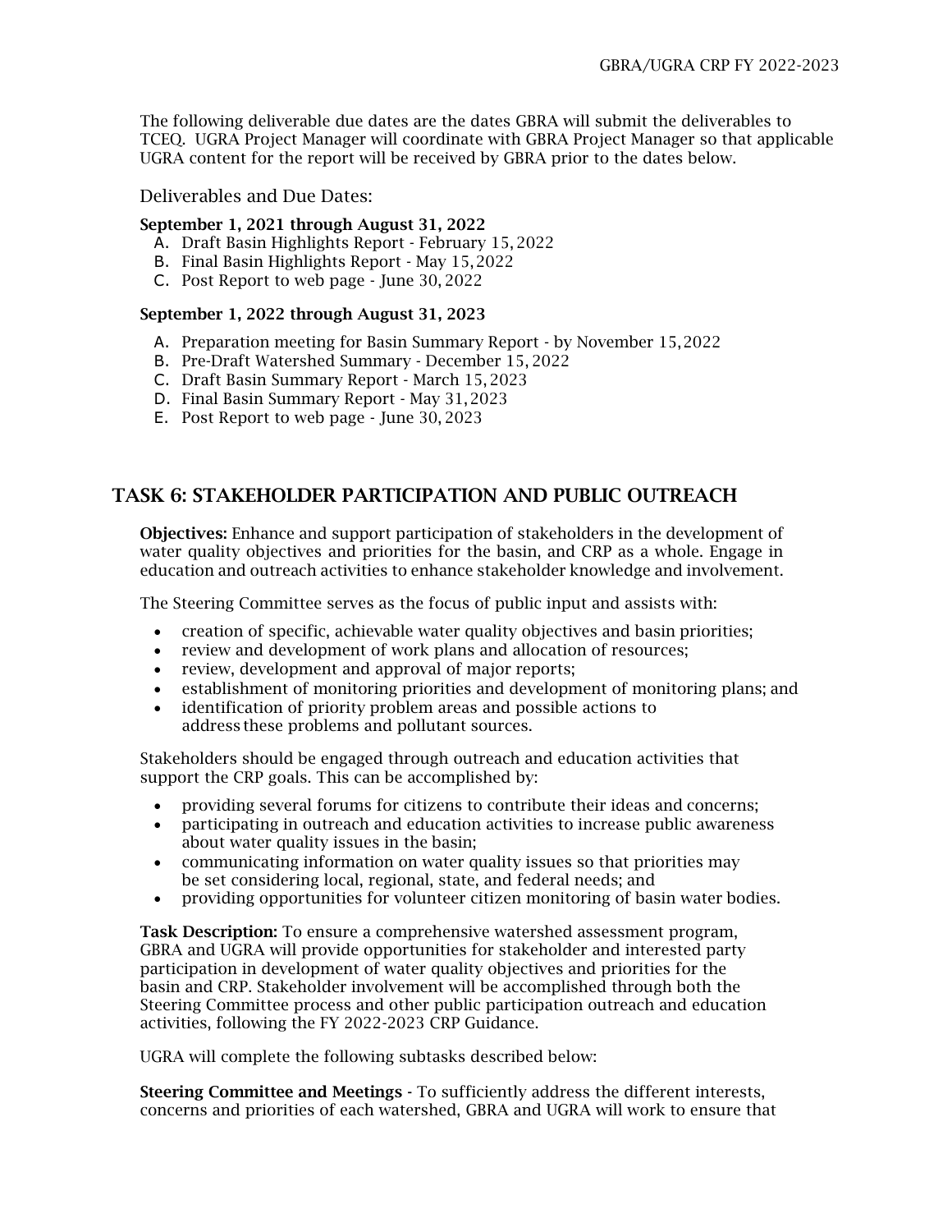The following deliverable due dates are the dates GBRA will submit the deliverables to TCEQ. UGRA Project Manager will coordinate with GBRA Project Manager so that applicable UGRA content for the report will be received by GBRA prior to the dates below.

Deliverables and Due Dates:

**September 1, 2021 through August 31, 2022**

A. Draft Basin Highlights Report - February 15, 2022
B. Final Basin Highlights Report - May 15, 2022
C. Post Report to web page - June 30, 2022

**September 1, 2022 through August 31, 2023**

A. Preparation meeting for Basin Summary Report - by November 15, 2022
B. Pre-Draft Watershed Summary - December 15, 2022
C. Draft Basin Summary Report - March 15, 2023
D. Final Basin Summary Report - May 31, 2023
E. Post Report to web page - June 30, 2023

## TASK 6: STAKEHOLDER PARTICIPATION AND PUBLIC OUTREACH

**Objectives:** Enhance and support participation of stakeholders in the development of water quality objectives and priorities for the basin, and CRP as a whole. Engage in education and outreach activities to enhance stakeholder knowledge and involvement.

The Steering Committee serves as the focus of public input and assists with:

- creation of specific, achievable water quality objectives and basin priorities;
- review and development of work plans and allocation of resources;
- review, development and approval of major reports;
- establishment of monitoring priorities and development of monitoring plans; and
- identification of priority problem areas and possible actions to address these problems and pollutant sources.

Stakeholders should be engaged through outreach and education activities that support the CRP goals. This can be accomplished by:

- providing several forums for citizens to contribute their ideas and concerns;
- participating in outreach and education activities to increase public awareness about water quality issues in the basin;
- communicating information on water quality issues so that priorities may be set considering local, regional, state, and federal needs; and
- providing opportunities for volunteer citizen monitoring of basin water bodies.

**Task Description:** To ensure a comprehensive watershed assessment program, GBRA and UGRA will provide opportunities for stakeholder and interested party participation in development of water quality objectives and priorities for the basin and CRP. Stakeholder involvement will be accomplished through both the Steering Committee process and other public participation outreach and education activities, following the FY 2022-2023 CRP Guidance.

UGRA will complete the following subtasks described below:

**Steering Committee and Meetings** - To sufficiently address the different interests, concerns and priorities of each watershed, GBRA and UGRA will work to ensure that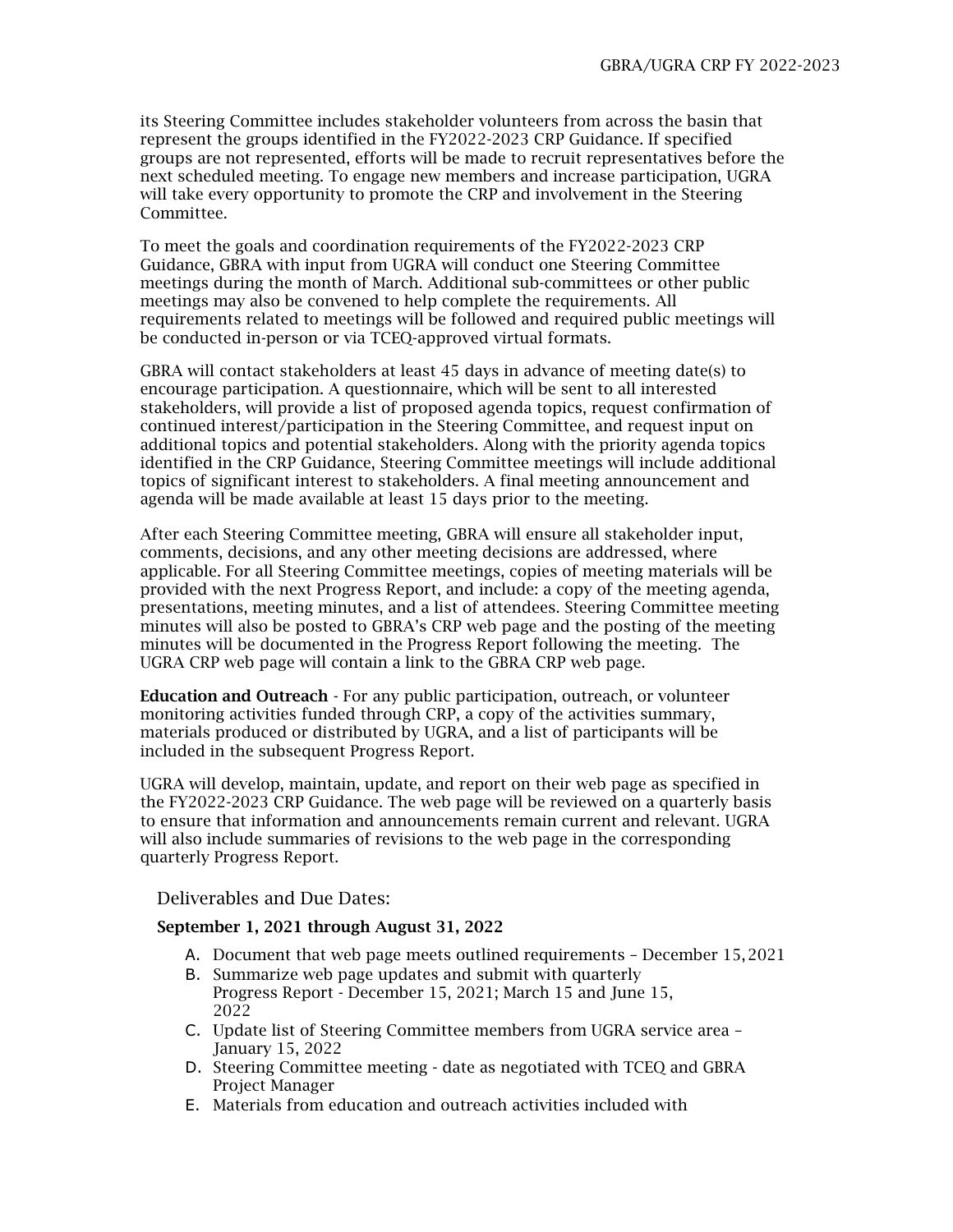its Steering Committee includes stakeholder volunteers from across the basin that represent the groups identified in the FY2022-2023 CRP Guidance. If specified groups are not represented, efforts will be made to recruit representatives before the next scheduled meeting. To engage new members and increase participation, UGRA will take every opportunity to promote the CRP and involvement in the Steering Committee.

To meet the goals and coordination requirements of the FY2022-2023 CRP Guidance, GBRA with input from UGRA will conduct one Steering Committee meetings during the month of March. Additional sub-committees or other public meetings may also be convened to help complete the requirements. All requirements related to meetings will be followed and required public meetings will be conducted in-person or via TCEQ-approved virtual formats.

GBRA will contact stakeholders at least 45 days in advance of meeting date(s) to encourage participation. A questionnaire, which will be sent to all interested stakeholders, will provide a list of proposed agenda topics, request confirmation of continued interest/participation in the Steering Committee, and request input on additional topics and potential stakeholders. Along with the priority agenda topics identified in the CRP Guidance, Steering Committee meetings will include additional topics of significant interest to stakeholders. A final meeting announcement and agenda will be made available at least 15 days prior to the meeting.

After each Steering Committee meeting, GBRA will ensure all stakeholder input, comments, decisions, and any other meeting decisions are addressed, where applicable. For all Steering Committee meetings, copies of meeting materials will be provided with the next Progress Report, and include: a copy of the meeting agenda, presentations, meeting minutes, and a list of attendees. Steering Committee meeting minutes will also be posted to GBRA's CRP web page and the posting of the meeting minutes will be documented in the Progress Report following the meeting. The UGRA CRP web page will contain a link to the GBRA CRP web page.

**Education and Outreach** - For any public participation, outreach, or volunteer monitoring activities funded through CRP, a copy of the activities summary, materials produced or distributed by UGRA, and a list of participants will be included in the subsequent Progress Report.

UGRA will develop, maintain, update, and report on their web page as specified in the FY2022-2023 CRP Guidance. The web page will be reviewed on a quarterly basis to ensure that information and announcements remain current and relevant. UGRA will also include summaries of revisions to the web page in the corresponding quarterly Progress Report.

Deliverables and Due Dates:

**September 1, 2021 through August 31, 2022**

A. Document that web page meets outlined requirements – December 15, 2021
B. Summarize web page updates and submit with quarterly Progress Report - December 15, 2021; March 15 and June 15, 2022
C. Update list of Steering Committee members from UGRA service area – January 15, 2022
D. Steering Committee meeting - date as negotiated with TCEQ and GBRA Project Manager
E. Materials from education and outreach activities included with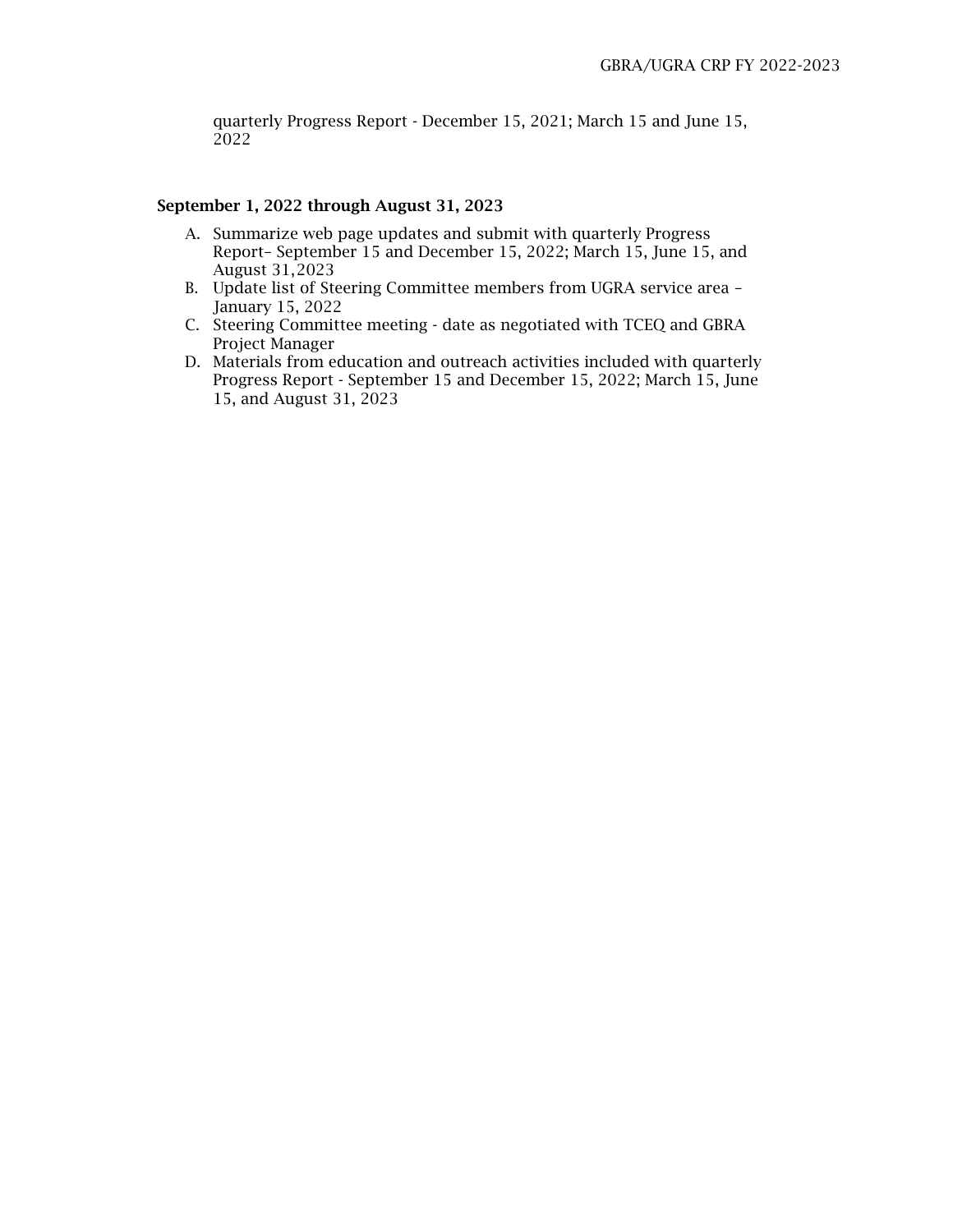quarterly Progress Report - December 15, 2021; March 15 and June 15, 2022

**September 1, 2022 through August 31, 2023**

A. Summarize web page updates and submit with quarterly Progress Report– September 15 and December 15, 2022; March 15, June 15, and August 31,2023
B. Update list of Steering Committee members from UGRA service area – January 15, 2022
C. Steering Committee meeting - date as negotiated with TCEQ and GBRA Project Manager
D. Materials from education and outreach activities included with quarterly Progress Report - September 15 and December 15, 2022; March 15, June 15, and August 31, 2023